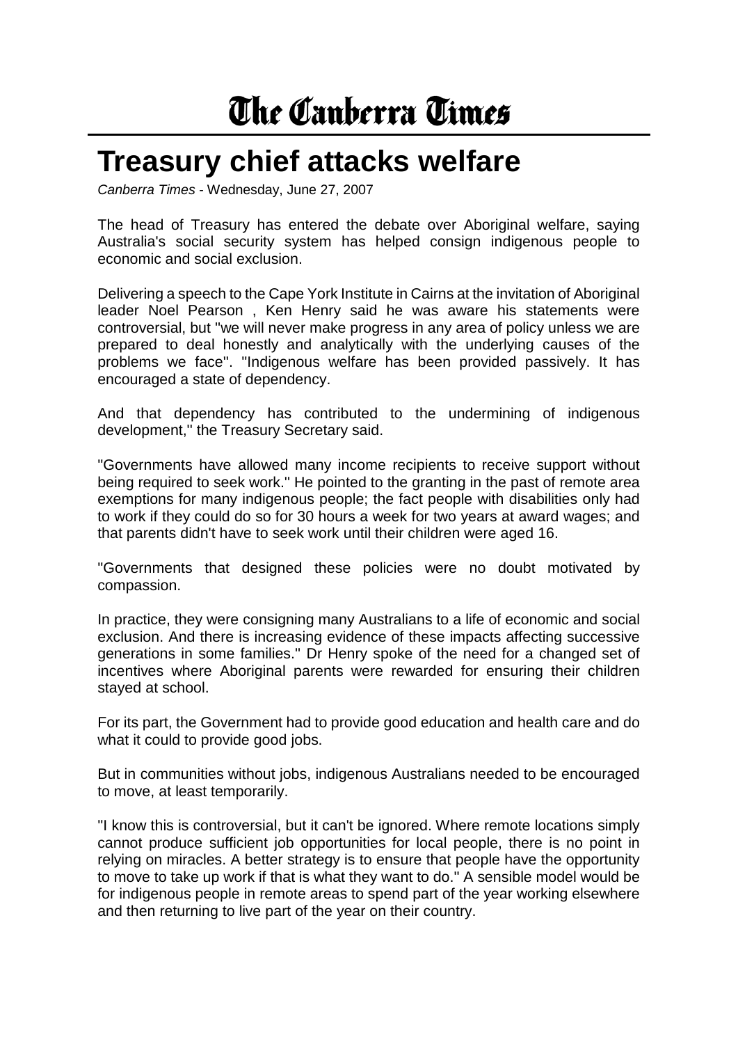# The Canberra Times

## Treasury chief attacks welfare

*Canberra Times* - Wednesday, June 27, 2007

The head of Treasury has entered the debate over Aboriginal welfare, saying Australia's social security system has helped consign indigenous people to economic and social exclusion.

Delivering a speech to the Cape York Institute in Cairns at the invitation of Aboriginal leader Noel Pearson , Ken Henry said he was aware his statements were controversial, but "we will never make progress in any area of policy unless we are prepared to deal honestly and analytically with the underlying causes of the problems we face". "Indigenous welfare has been provided passively. It has encouraged a state of dependency.

And that dependency has contributed to the undermining of indigenous development,'' the Treasury Secretary said.

"Governments have allowed many income recipients to receive support without being required to seek work." He pointed to the granting in the past of remote area exemptions for many indigenous people; the fact people with disabilities only had to work if they could do so for 30 hours a week for two years at award wages; and that parents didn't have to seek work until their children were aged 16.

"Governments that designed these policies were no doubt motivated by compassion.

In practice, they were consigning many Australians to a life of economic and social exclusion. And there is increasing evidence of these impacts affecting successive generations in some families." Dr Henry spoke of the need for a changed set of incentives where Aboriginal parents were rewarded for ensuring their children stayed at school.

For its part, the Government had to provide good education and health care and do what it could to provide good jobs.

But in communities without jobs, indigenous Australians needed to be encouraged to move, at least temporarily.

"I know this is controversial, but it can't be ignored. Where remote locations simply cannot produce sufficient job opportunities for local people, there is no point in relying on miracles. A better strategy is to ensure that people have the opportunity to move to take up work if that is what they want to do." A sensible model would be for indigenous people in remote areas to spend part of the year working elsewhere and then returning to live part of the year on their country.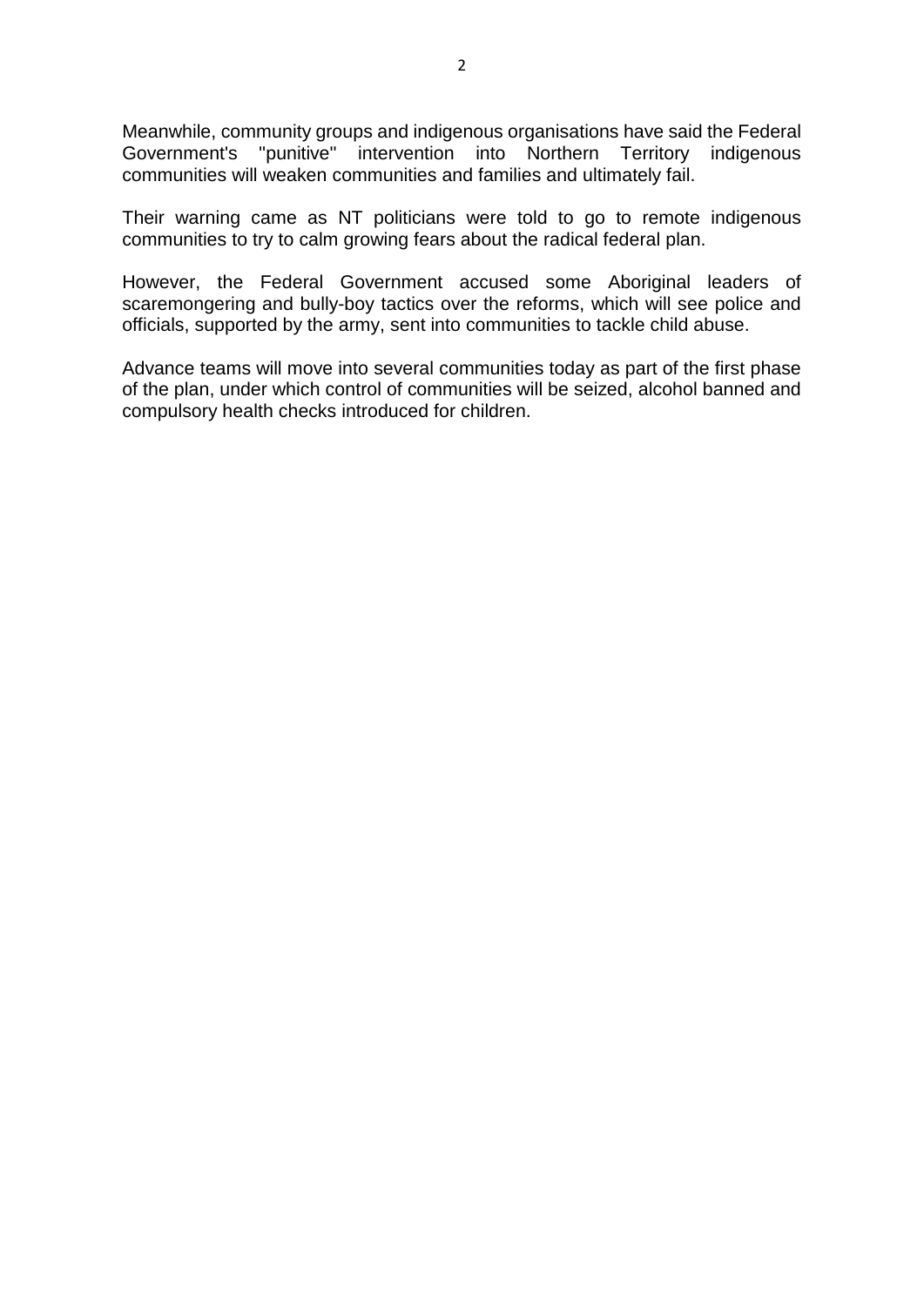Meanwhile, community groups and indigenous organisations have said the Federal Government's "punitive" intervention into Northern Territory indigenous communities will weaken communities and families and ultimately fail.

Their warning came as NT politicians were told to go to remote indigenous communities to try to calm growing fears about the radical federal plan.

However, the Federal Government accused some Aboriginal leaders of scaremongering and bully-boy tactics over the reforms, which will see police and officials, supported by the army, sent into communities to tackle child abuse.

Advance teams will move into several communities today as part of the first phase of the plan, under which control of communities will be seized, alcohol banned and compulsory health checks introduced for children.